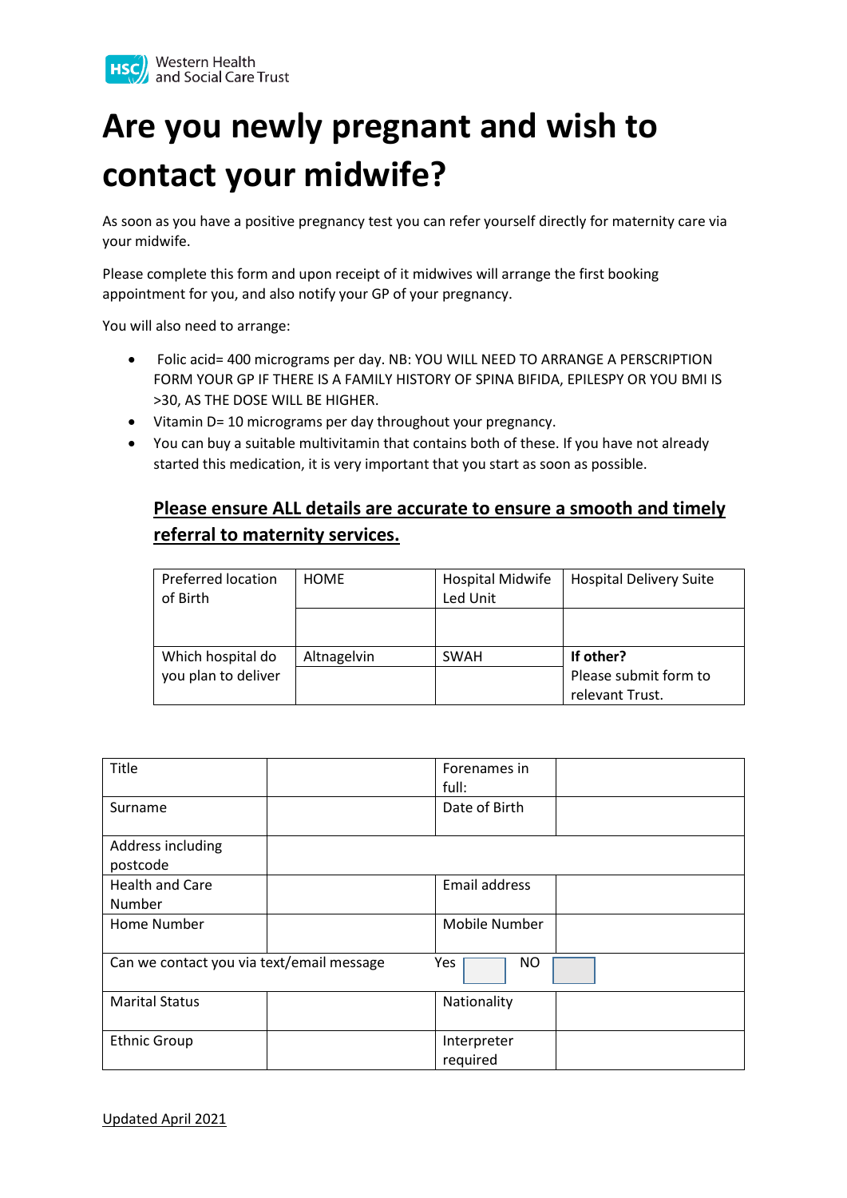Western Health and Social Care Trust

# Are you newly pregnant and wish to contact your midwife?

As soon as you have a positive pregnancy test you can refer yourself directly for maternity care via your midwife.

Please complete this form and upon receipt of it midwives will arrange the first booking appointment for you, and also notify your GP of your pregnancy.

You will also need to arrange:

- Folic acid= 400 micrograms per day. NB: YOU WILL NEED TO ARRANGE A PERSCRIPTION FORM YOUR GP IF THERE IS A FAMILY HISTORY OF SPINA BIFIDA, EPILESPY OR YOU BMI IS >30, AS THE DOSE WILL BE HIGHER.
- Vitamin D= 10 micrograms per day throughout your pregnancy.
- You can buy a suitable multivitamin that contains both of these. If you have not already started this medication, it is very important that you start as soon as possible.

**<u>Please ensure ALL details are accurate to ensure a smooth and timely referral to maternity services.</u>**

| Preferred location of Birth | HOME | Hospital Midwife Led Unit | Hospital Delivery Suite |
|---|---|---|---|
| | | | |
| Which hospital do you plan to deliver | Altnagelvin | SWAH | **If other?** Please submit form to relevant Trust. |
| | | | |

| Title | | Forenames in full: | |
|---|---|---|---|
| Surname | | Date of Birth | |
| Address including postcode | | | |
| Health and Care Number | | Email address | |
| Home Number | | Mobile Number | |
| Can we contact you via text/email message | | Yes ☐ | NO ☐ |
| Marital Status | | Nationality | |
| Ethnic Group | | Interpreter required | |

Updated April 2021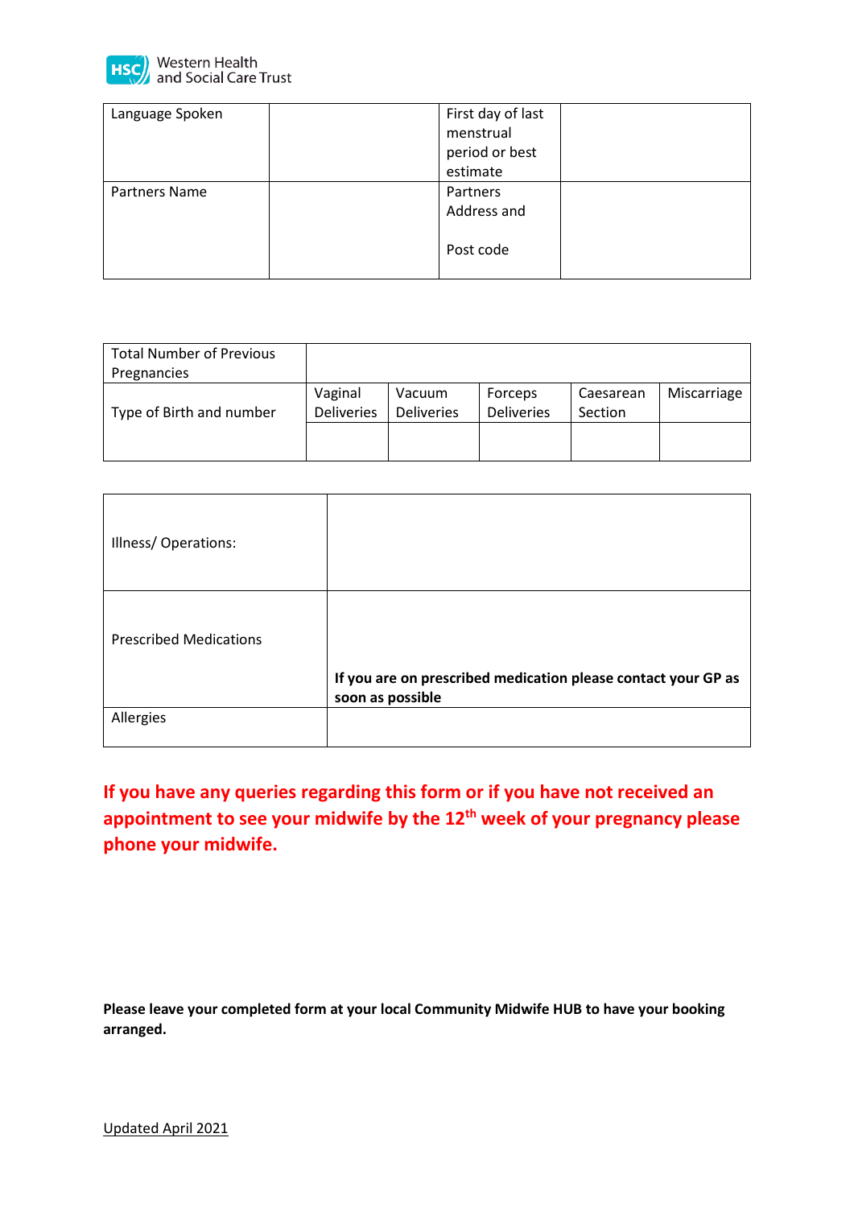Western Health and Social Care Trust

| | | | |
|---|---|---|---|
| Language Spoken | | First day of last menstrual period or best estimate | |
| Partners Name | | Partners Address and<br><br>Post code | |

| | | | | | |
|---|---|---|---|---|---|
| Total Number of Previous Pregnancies | | | | | |
| Type of Birth and number | Vaginal Deliveries | Vacuum Deliveries | Forceps Deliveries | Caesarean Section | Miscarriage |
| | | | | | |

| | |
|---|---|
| Illness/ Operations: | |
| Prescribed Medications | **If you are on prescribed medication please contact your GP as soon as possible** |
| Allergies | |

**If you have any queries regarding this form or if you have not received an appointment to see your midwife by the 12th week of your pregnancy please phone your midwife.**

**Please leave your completed form at your local Community Midwife HUB to have your booking arranged.**

Updated April 2021